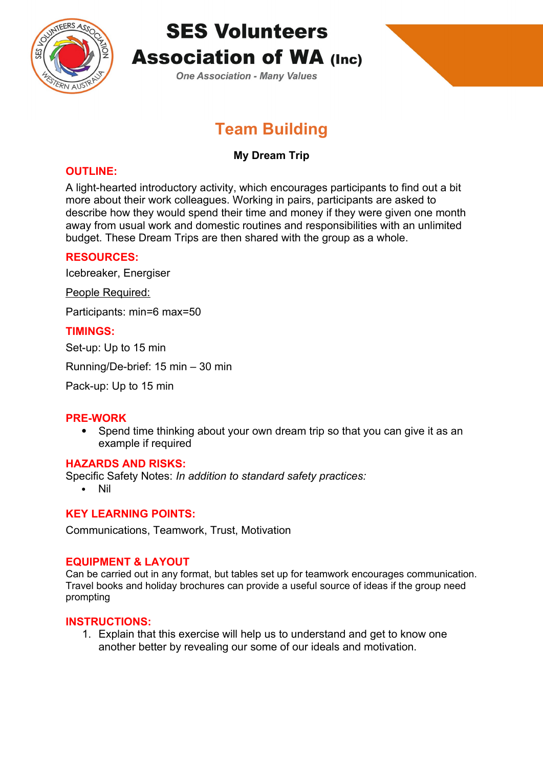# SES Volunteers Association of WA (Inc)

*One Association - Many Values*

## Team Building

**My Dream Trip**

### OUTLINE:

A light-hearted introductory activity, which encourages participants to find out a bit more about their work colleagues. Working in pairs, participants are asked to describe how they would spend their time and money if they were given one month away from usual work and domestic routines and responsibilities with an unlimited budget. These Dream Trips are then shared with the group as a whole.

### RESOURCES:

Icebreaker, Energiser

People Required:

Participants: min=6 max=50

### TIMINGS:

Set-up: Up to 15 min

Running/De-brief: 15 min – 30 min

Pack-up: Up to 15 min

### PRE-WORK

- Spend time thinking about your own dream trip so that you can give it as an example if required

### HAZARDS AND RISKS:

Specific Safety Notes: *In addition to standard safety practices:*

- Nil

### KEY LEARNING POINTS:

Communications, Teamwork, Trust, Motivation

### EQUIPMENT & LAYOUT

Can be carried out in any format, but tables set up for teamwork encourages communication. Travel books and holiday brochures can provide a useful source of ideas if the group need prompting

### INSTRUCTIONS:

1. Explain that this exercise will help us to understand and get to know one another better by revealing our some of our ideals and motivation.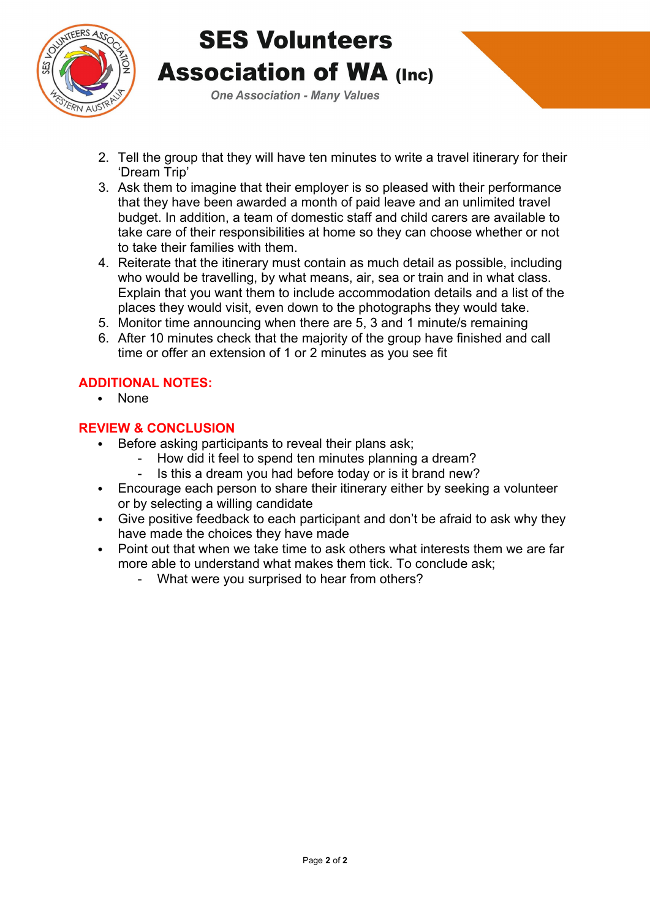2. Tell the group that they will have ten minutes to write a travel itinerary for their 'Dream Trip'
3. Ask them to imagine that their employer is so pleased with their performance that they have been awarded a month of paid leave and an unlimited travel budget. In addition, a team of domestic staff and child carers are available to take care of their responsibilities at home so they can choose whether or not to take their families with them.
4. Reiterate that the itinerary must contain as much detail as possible, including who would be travelling, by what means, air, sea or train and in what class. Explain that you want them to include accommodation details and a list of the places they would visit, even down to the photographs they would take.
5. Monitor time announcing when there are 5, 3 and 1 minute/s remaining
6. After 10 minutes check that the majority of the group have finished and call time or offer an extension of 1 or 2 minutes as you see fit

## ADDITIONAL NOTES:

- None

## REVIEW & CONCLUSION

- Before asking participants to reveal their plans ask;
  - How did it feel to spend ten minutes planning a dream?
  - Is this a dream you had before today or is it brand new?
- Encourage each person to share their itinerary either by seeking a volunteer or by selecting a willing candidate
- Give positive feedback to each participant and don't be afraid to ask why they have made the choices they have made
- Point out that when we take time to ask others what interests them we are far more able to understand what makes them tick. To conclude ask;
  - What were you surprised to hear from others?